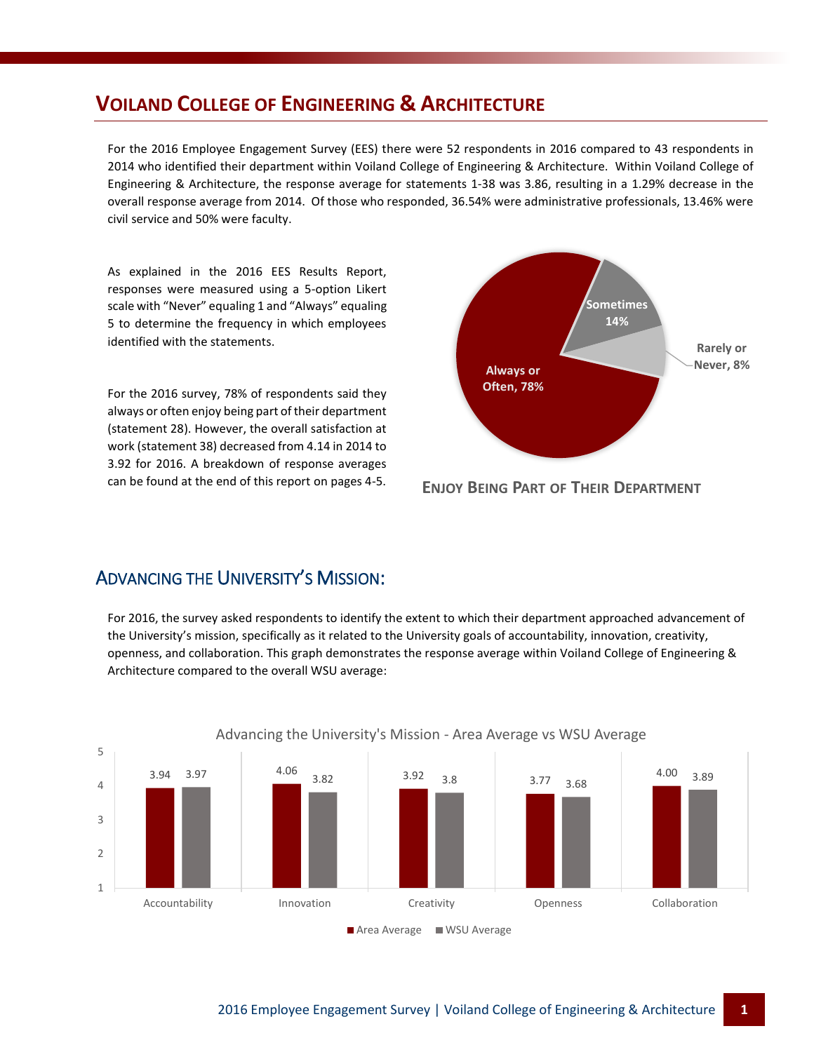# Voiland College of Engineering & Architecture

For the 2016 Employee Engagement Survey (EES) there were 52 respondents in 2016 compared to 43 respondents in 2014 who identified their department within Voiland College of Engineering & Architecture. Within Voiland College of Engineering & Architecture, the response average for statements 1-38 was 3.86, resulting in a 1.29% decrease in the overall response average from 2014. Of those who responded, 36.54% were administrative professionals, 13.46% were civil service and 50% were faculty.

As explained in the 2016 EES Results Report, responses were measured using a 5-option Likert scale with "Never" equaling 1 and "Always" equaling 5 to determine the frequency in which employees identified with the statements.

For the 2016 survey, 78% of respondents said they always or often enjoy being part of their department (statement 28). However, the overall satisfaction at work (statement 38) decreased from 4.14 in 2014 to 3.92 for 2016. A breakdown of response averages can be found at the end of this report on pages 4-5.

| Response | Percent |
|---|---|
| Always or Often | 78% |
| Sometimes | 14% |
| Rarely or Never | 8% |

**Enjoy Being Part of Their Department**

## Advancing the University's Mission:

For 2016, the survey asked respondents to identify the extent to which their department approached advancement of the University's mission, specifically as it related to the University goals of accountability, innovation, creativity, openness, and collaboration. This graph demonstrates the response average within Voiland College of Engineering & Architecture compared to the overall WSU average:

Advancing the University's Mission - Area Average vs WSU Average

| | Area Average | WSU Average |
|---|---|---|
| Accountability | 3.94 | 3.97 |
| Innovation | 4.06 | 3.82 |
| Creativity | 3.92 | 3.8 |
| Openness | 3.77 | 3.68 |
| Collaboration | 4.00 | 3.89 |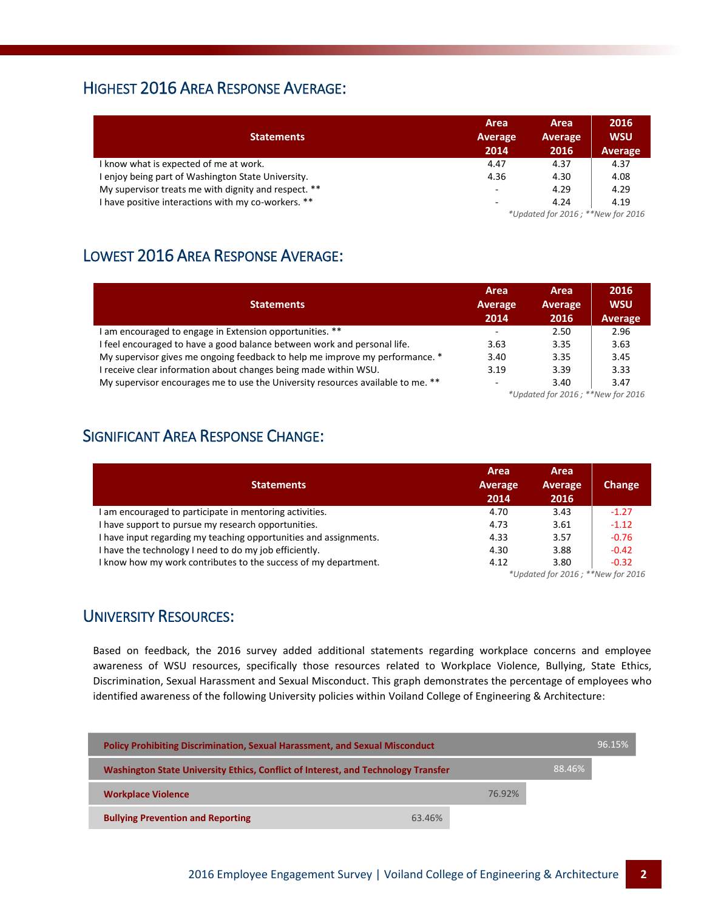## Highest 2016 Area Response Average:

| Statements | Area Average 2014 | Area Average 2016 | 2016 WSU Average |
|---|---|---|---|
| I know what is expected of me at work. | 4.47 | 4.37 | 4.37 |
| I enjoy being part of Washington State University. | 4.36 | 4.30 | 4.08 |
| My supervisor treats me with dignity and respect. ** | - | 4.29 | 4.29 |
| I have positive interactions with my co-workers. ** | - | 4.24 | 4.19 |

*Updated for 2016 ; **New for 2016

## Lowest 2016 Area Response Average:

| Statements | Area Average 2014 | Area Average 2016 | 2016 WSU Average |
|---|---|---|---|
| I am encouraged to engage in Extension opportunities. ** | - | 2.50 | 2.96 |
| I feel encouraged to have a good balance between work and personal life. | 3.63 | 3.35 | 3.63 |
| My supervisor gives me ongoing feedback to help me improve my performance. * | 3.40 | 3.35 | 3.45 |
| I receive clear information about changes being made within WSU. | 3.19 | 3.39 | 3.33 |
| My supervisor encourages me to use the University resources available to me. ** | - | 3.40 | 3.47 |

*Updated for 2016 ; **New for 2016

## Significant Area Response Change:

| Statements | Area Average 2014 | Area Average 2016 | Change |
|---|---|---|---|
| I am encouraged to participate in mentoring activities. | 4.70 | 3.43 | -1.27 |
| I have support to pursue my research opportunities. | 4.73 | 3.61 | -1.12 |
| I have input regarding my teaching opportunities and assignments. | 4.33 | 3.57 | -0.76 |
| I have the technology I need to do my job efficiently. | 4.30 | 3.88 | -0.42 |
| I know how my work contributes to the success of my department. | 4.12 | 3.80 | -0.32 |

*Updated for 2016 ; **New for 2016

## University Resources:

Based on feedback, the 2016 survey added additional statements regarding workplace concerns and employee awareness of WSU resources, specifically those resources related to Workplace Violence, Bullying, State Ethics, Discrimination, Sexual Harassment and Sexual Misconduct. This graph demonstrates the percentage of employees who identified awareness of the following University policies within Voiland College of Engineering & Architecture:

| Policy | Awareness |
|---|---|
| Policy Prohibiting Discrimination, Sexual Harassment, and Sexual Misconduct | 96.15% |
| Washington State University Ethics, Conflict of Interest, and Technology Transfer | 88.46% |
| Workplace Violence | 76.92% |
| Bullying Prevention and Reporting | 63.46% |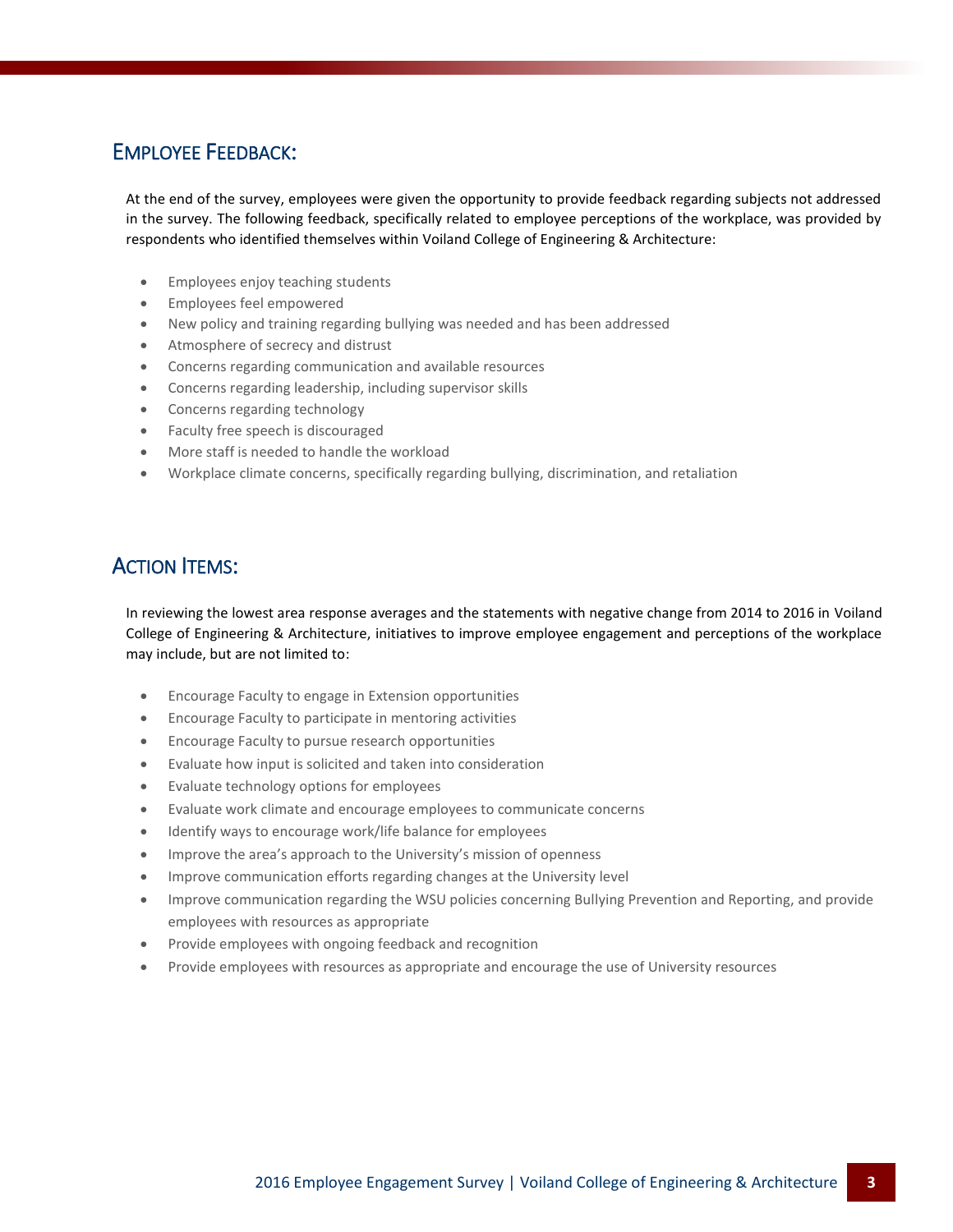## Employee Feedback:

At the end of the survey, employees were given the opportunity to provide feedback regarding subjects not addressed in the survey. The following feedback, specifically related to employee perceptions of the workplace, was provided by respondents who identified themselves within Voiland College of Engineering & Architecture:

- Employees enjoy teaching students
- Employees feel empowered
- New policy and training regarding bullying was needed and has been addressed
- Atmosphere of secrecy and distrust
- Concerns regarding communication and available resources
- Concerns regarding leadership, including supervisor skills
- Concerns regarding technology
- Faculty free speech is discouraged
- More staff is needed to handle the workload
- Workplace climate concerns, specifically regarding bullying, discrimination, and retaliation

## Action Items:

In reviewing the lowest area response averages and the statements with negative change from 2014 to 2016 in Voiland College of Engineering & Architecture, initiatives to improve employee engagement and perceptions of the workplace may include, but are not limited to:

- Encourage Faculty to engage in Extension opportunities
- Encourage Faculty to participate in mentoring activities
- Encourage Faculty to pursue research opportunities
- Evaluate how input is solicited and taken into consideration
- Evaluate technology options for employees
- Evaluate work climate and encourage employees to communicate concerns
- Identify ways to encourage work/life balance for employees
- Improve the area's approach to the University's mission of openness
- Improve communication efforts regarding changes at the University level
- Improve communication regarding the WSU policies concerning Bullying Prevention and Reporting, and provide employees with resources as appropriate
- Provide employees with ongoing feedback and recognition
- Provide employees with resources as appropriate and encourage the use of University resources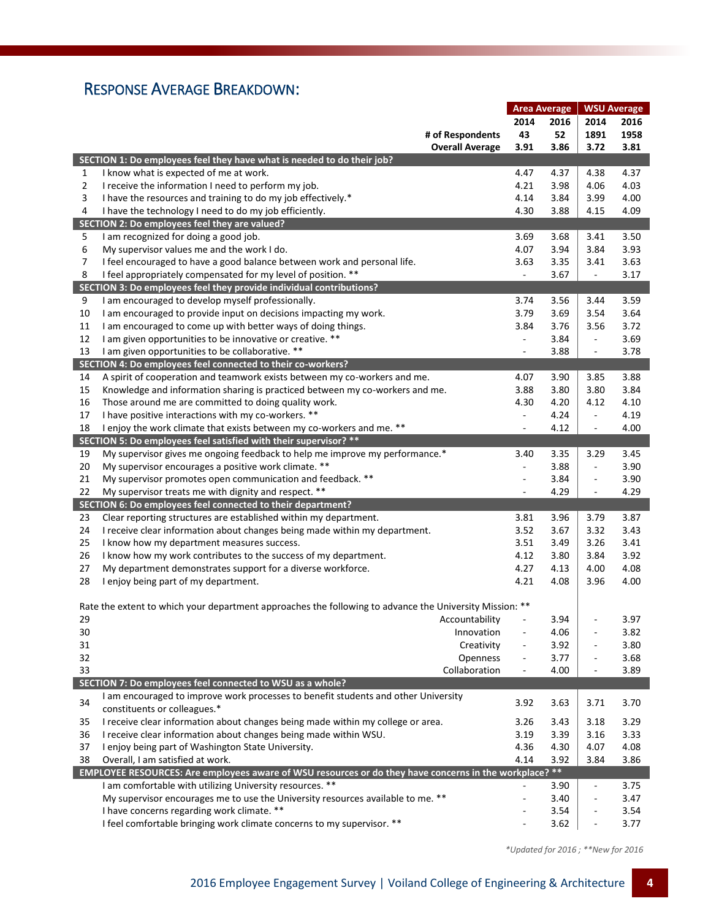## Response Average Breakdown:

| | | Area Average | | WSU Average | |
|---|---|---|---|---|---|
| | | 2014 | 2016 | 2014 | 2016 |
| | # of Respondents | 43 | 52 | 1891 | 1958 |
| | Overall Average | 3.91 | 3.86 | 3.72 | 3.81 |
| **SECTION 1: Do employees feel they have what is needed to do their job?** | | | | | |
| 1 | I know what is expected of me at work. | 4.47 | 4.37 | 4.38 | 4.37 |
| 2 | I receive the information I need to perform my job. | 4.21 | 3.98 | 4.06 | 4.03 |
| 3 | I have the resources and training to do my job effectively.* | 4.14 | 3.84 | 3.99 | 4.00 |
| 4 | I have the technology I need to do my job efficiently. | 4.30 | 3.88 | 4.15 | 4.09 |
| **SECTION 2: Do employees feel they are valued?** | | | | | |
| 5 | I am recognized for doing a good job. | 3.69 | 3.68 | 3.41 | 3.50 |
| 6 | My supervisor values me and the work I do. | 4.07 | 3.94 | 3.84 | 3.93 |
| 7 | I feel encouraged to have a good balance between work and personal life. | 3.63 | 3.35 | 3.41 | 3.63 |
| 8 | I feel appropriately compensated for my level of position. ** | - | 3.67 | - | 3.17 |
| **SECTION 3: Do employees feel they provide individual contributions?** | | | | | |
| 9 | I am encouraged to develop myself professionally. | 3.74 | 3.56 | 3.44 | 3.59 |
| 10 | I am encouraged to provide input on decisions impacting my work. | 3.79 | 3.69 | 3.54 | 3.64 |
| 11 | I am encouraged to come up with better ways of doing things. | 3.84 | 3.76 | 3.56 | 3.72 |
| 12 | I am given opportunities to be innovative or creative. ** | - | 3.84 | - | 3.69 |
| 13 | I am given opportunities to be collaborative. ** | - | 3.88 | - | 3.78 |
| **SECTION 4: Do employees feel connected to their co-workers?** | | | | | |
| 14 | A spirit of cooperation and teamwork exists between my co-workers and me. | 4.07 | 3.90 | 3.85 | 3.88 |
| 15 | Knowledge and information sharing is practiced between my co-workers and me. | 3.88 | 3.80 | 3.80 | 3.84 |
| 16 | Those around me are committed to doing quality work. | 4.30 | 4.20 | 4.12 | 4.10 |
| 17 | I have positive interactions with my co-workers. ** | - | 4.24 | - | 4.19 |
| 18 | I enjoy the work climate that exists between my co-workers and me. ** | - | 4.12 | - | 4.00 |
| **SECTION 5: Do employees feel satisfied with their supervisor? ** ** | | | | | |
| 19 | My supervisor gives me ongoing feedback to help me improve my performance.* | 3.40 | 3.35 | 3.29 | 3.45 |
| 20 | My supervisor encourages a positive work climate. ** | - | 3.88 | - | 3.90 |
| 21 | My supervisor promotes open communication and feedback. ** | - | 3.84 | - | 3.90 |
| 22 | My supervisor treats me with dignity and respect. ** | - | 4.29 | - | 4.29 |
| **SECTION 6: Do employees feel connected to their department?** | | | | | |
| 23 | Clear reporting structures are established within my department. | 3.81 | 3.96 | 3.79 | 3.87 |
| 24 | I receive clear information about changes being made within my department. | 3.52 | 3.67 | 3.32 | 3.43 |
| 25 | I know how my department measures success. | 3.51 | 3.49 | 3.26 | 3.41 |
| 26 | I know how my work contributes to the success of my department. | 4.12 | 3.80 | 3.84 | 3.92 |
| 27 | My department demonstrates support for a diverse workforce. | 4.27 | 4.13 | 4.00 | 4.08 |
| 28 | I enjoy being part of my department. | 4.21 | 4.08 | 3.96 | 4.00 |
| | Rate the extent to which your department approaches the following to advance the University Mission: ** | | | | |
| 29 | Accountability | - | 3.94 | - | 3.97 |
| 30 | Innovation | - | 4.06 | - | 3.82 |
| 31 | Creativity | - | 3.92 | - | 3.80 |
| 32 | Openness | - | 3.77 | - | 3.68 |
| 33 | Collaboration | - | 4.00 | - | 3.89 |
| **SECTION 7: Do employees feel connected to WSU as a whole?** | | | | | |
| 34 | I am encouraged to improve work processes to benefit students and other University constituents or colleagues.* | 3.92 | 3.63 | 3.71 | 3.70 |
| 35 | I receive clear information about changes being made within my college or area. | 3.26 | 3.43 | 3.18 | 3.29 |
| 36 | I receive clear information about changes being made within WSU. | 3.19 | 3.39 | 3.16 | 3.33 |
| 37 | I enjoy being part of Washington State University. | 4.36 | 4.30 | 4.07 | 4.08 |
| 38 | Overall, I am satisfied at work. | 4.14 | 3.92 | 3.84 | 3.86 |
| **EMPLOYEE RESOURCES: Are employees aware of WSU resources or do they have concerns in the workplace? ** ** | | | | | |
| | I am comfortable with utilizing University resources. ** | - | 3.90 | - | 3.75 |
| | My supervisor encourages me to use the University resources available to me. ** | - | 3.40 | - | 3.47 |
| | I have concerns regarding work climate. ** | - | 3.54 | - | 3.54 |
| | I feel comfortable bringing work climate concerns to my supervisor. ** | - | 3.62 | - | 3.77 |

*\*Updated for 2016 ; \*\*New for 2016*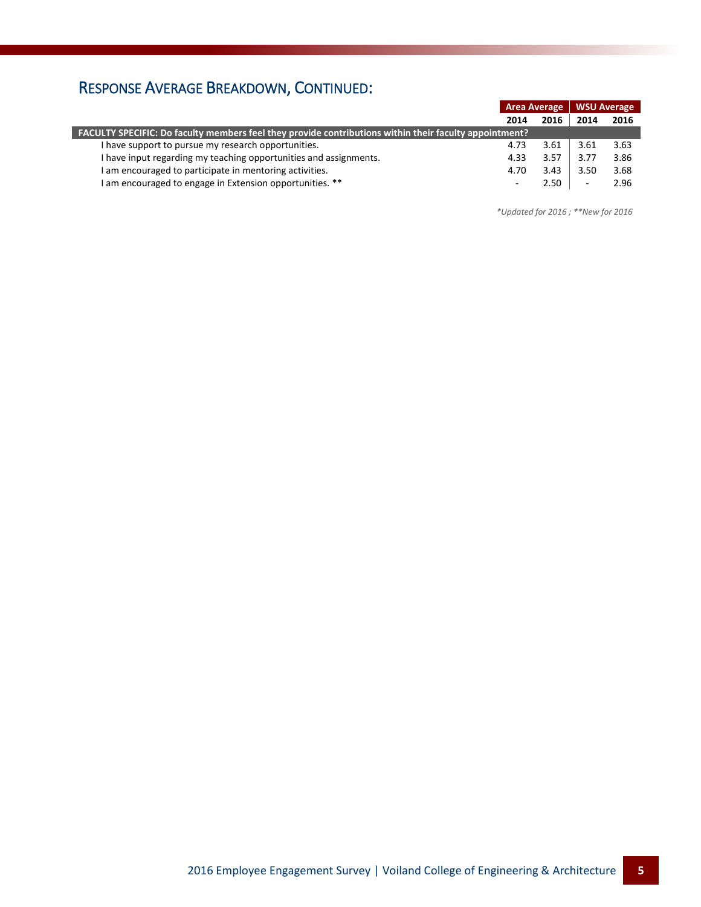## Response Average Breakdown, Continued:

| | Area Average | | WSU Average | |
|---|---|---|---|---|
| | 2014 | 2016 | 2014 | 2016 |
| **FACULTY SPECIFIC: Do faculty members feel they provide contributions within their faculty appointment?** | | | | |
| I have support to pursue my research opportunities. | 4.73 | 3.61 | 3.61 | 3.63 |
| I have input regarding my teaching opportunities and assignments. | 4.33 | 3.57 | 3.77 | 3.86 |
| I am encouraged to participate in mentoring activities. | 4.70 | 3.43 | 3.50 | 3.68 |
| I am encouraged to engage in Extension opportunities. ** | - | 2.50 | - | 2.96 |

*\*Updated for 2016 ; \*\*New for 2016*